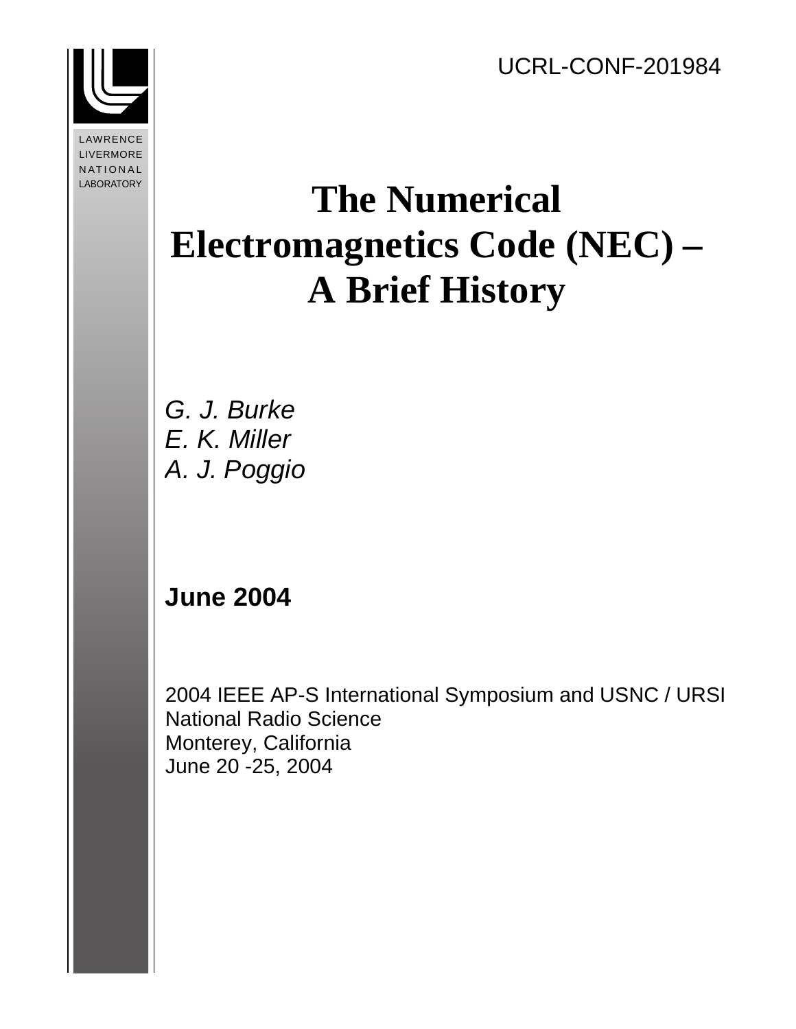UCRL-CONF-201984

LAWRENCE
LIVERMORE
NATIONAL
LABORATORY

# The Numerical Electromagnetics Code (NEC) – A Brief History

*G. J. Burke*
*E. K. Miller*
*A. J. Poggio*

**June 2004**

2004 IEEE AP-S International Symposium and USNC / URSI National Radio Science
Monterey, California
June 20 -25, 2004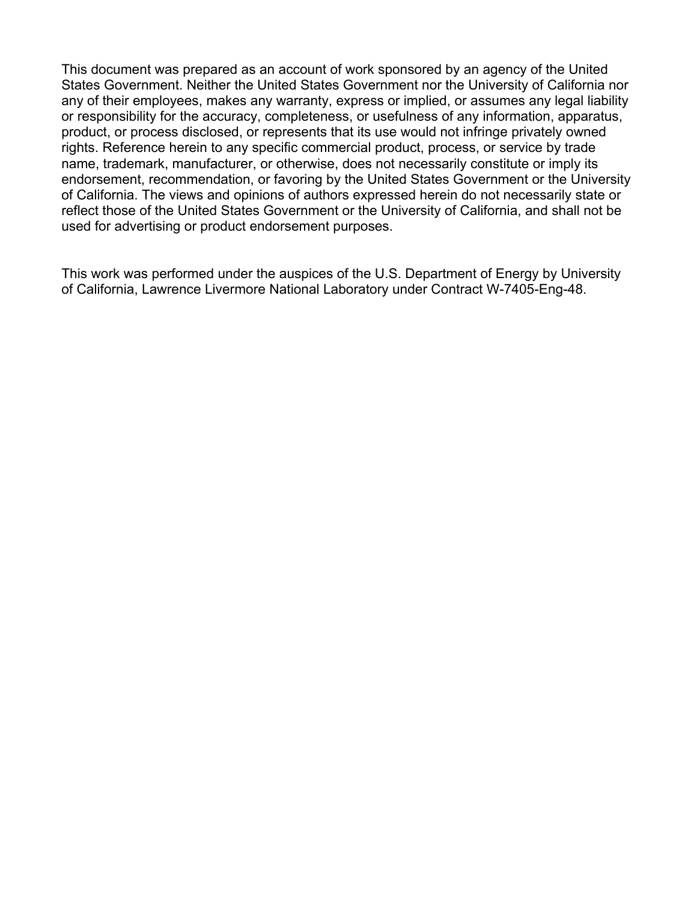This document was prepared as an account of work sponsored by an agency of the United States Government. Neither the United States Government nor the University of California nor any of their employees, makes any warranty, express or implied, or assumes any legal liability or responsibility for the accuracy, completeness, or usefulness of any information, apparatus, product, or process disclosed, or represents that its use would not infringe privately owned rights. Reference herein to any specific commercial product, process, or service by trade name, trademark, manufacturer, or otherwise, does not necessarily constitute or imply its endorsement, recommendation, or favoring by the United States Government or the University of California. The views and opinions of authors expressed herein do not necessarily state or reflect those of the United States Government or the University of California, and shall not be used for advertising or product endorsement purposes.

This work was performed under the auspices of the U.S. Department of Energy by University of California, Lawrence Livermore National Laboratory under Contract W-7405-Eng-48.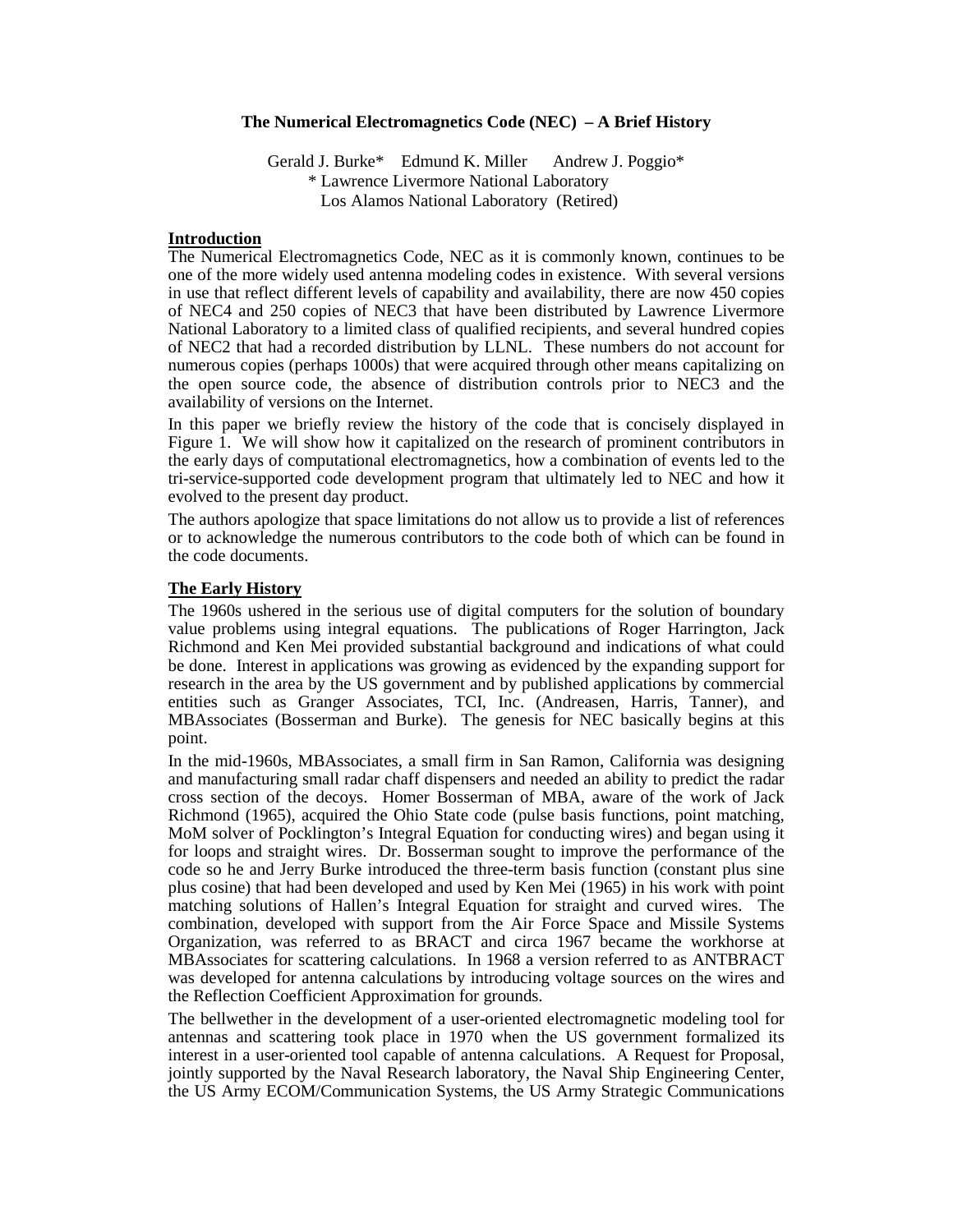**The Numerical Electromagnetics Code (NEC) – A Brief History**

Gerald J. Burke* Edmund K. Miller Andrew J. Poggio*

\* Lawrence Livermore National Laboratory

Los Alamos National Laboratory (Retired)

## Introduction

The Numerical Electromagnetics Code, NEC as it is commonly known, continues to be one of the more widely used antenna modeling codes in existence. With several versions in use that reflect different levels of capability and availability, there are now 450 copies of NEC4 and 250 copies of NEC3 that have been distributed by Lawrence Livermore National Laboratory to a limited class of qualified recipients, and several hundred copies of NEC2 that had a recorded distribution by LLNL. These numbers do not account for numerous copies (perhaps 1000s) that were acquired through other means capitalizing on the open source code, the absence of distribution controls prior to NEC3 and the availability of versions on the Internet.

In this paper we briefly review the history of the code that is concisely displayed in Figure 1. We will show how it capitalized on the research of prominent contributors in the early days of computational electromagnetics, how a combination of events led to the tri-service-supported code development program that ultimately led to NEC and how it evolved to the present day product.

The authors apologize that space limitations do not allow us to provide a list of references or to acknowledge the numerous contributors to the code both of which can be found in the code documents.

## The Early History

The 1960s ushered in the serious use of digital computers for the solution of boundary value problems using integral equations. The publications of Roger Harrington, Jack Richmond and Ken Mei provided substantial background and indications of what could be done. Interest in applications was growing as evidenced by the expanding support for research in the area by the US government and by published applications by commercial entities such as Granger Associates, TCI, Inc. (Andreasen, Harris, Tanner), and MBAssociates (Bosserman and Burke). The genesis for NEC basically begins at this point.

In the mid-1960s, MBAssociates, a small firm in San Ramon, California was designing and manufacturing small radar chaff dispensers and needed an ability to predict the radar cross section of the decoys. Homer Bosserman of MBA, aware of the work of Jack Richmond (1965), acquired the Ohio State code (pulse basis functions, point matching, MoM solver of Pocklington's Integral Equation for conducting wires) and began using it for loops and straight wires. Dr. Bosserman sought to improve the performance of the code so he and Jerry Burke introduced the three-term basis function (constant plus sine plus cosine) that had been developed and used by Ken Mei (1965) in his work with point matching solutions of Hallen's Integral Equation for straight and curved wires. The combination, developed with support from the Air Force Space and Missile Systems Organization, was referred to as BRACT and circa 1967 became the workhorse at MBAssociates for scattering calculations. In 1968 a version referred to as ANTBRACT was developed for antenna calculations by introducing voltage sources on the wires and the Reflection Coefficient Approximation for grounds.

The bellwether in the development of a user-oriented electromagnetic modeling tool for antennas and scattering took place in 1970 when the US government formalized its interest in a user-oriented tool capable of antenna calculations. A Request for Proposal, jointly supported by the Naval Research laboratory, the Naval Ship Engineering Center, the US Army ECOM/Communication Systems, the US Army Strategic Communications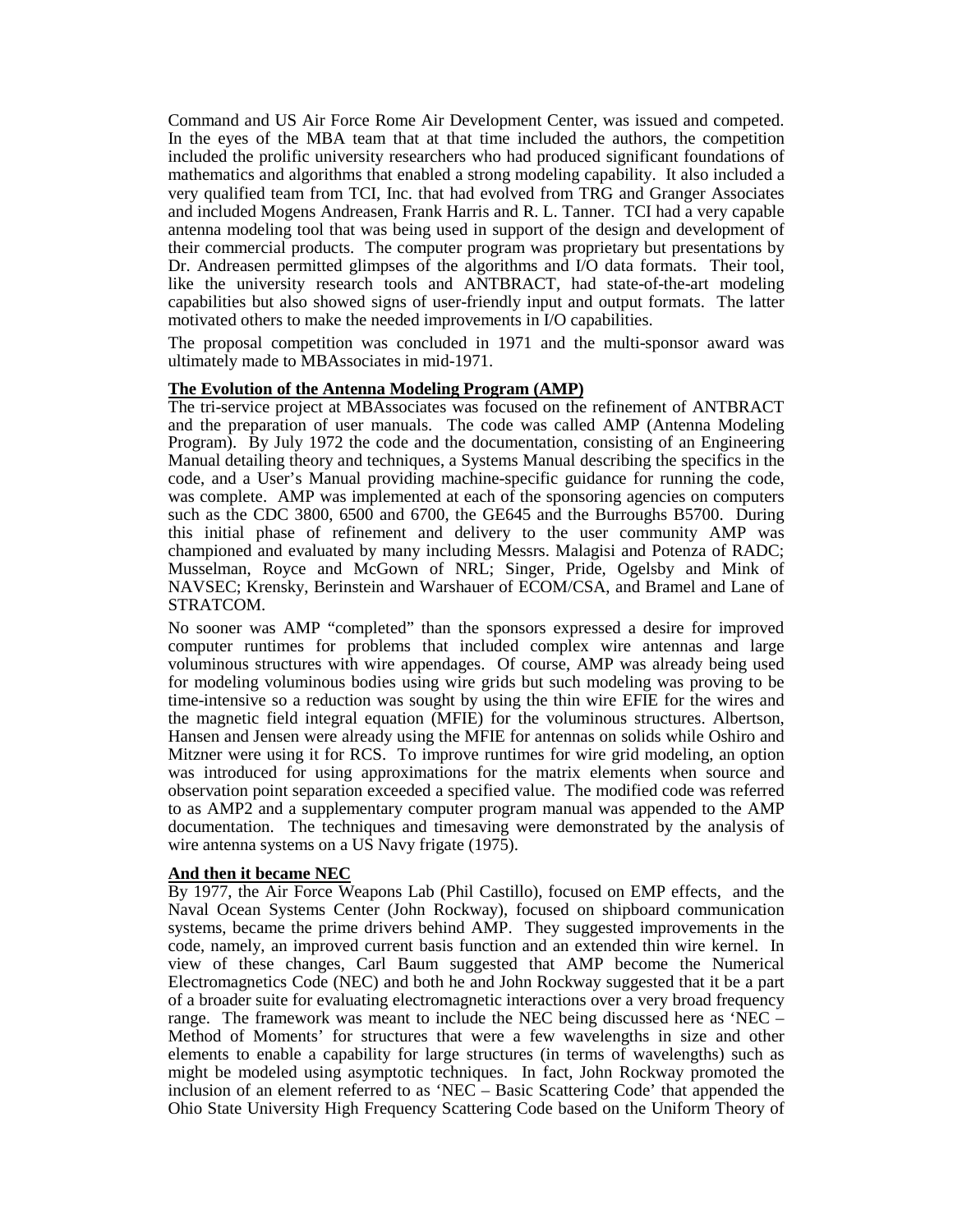Command and US Air Force Rome Air Development Center, was issued and competed. In the eyes of the MBA team that at that time included the authors, the competition included the prolific university researchers who had produced significant foundations of mathematics and algorithms that enabled a strong modeling capability. It also included a very qualified team from TCI, Inc. that had evolved from TRG and Granger Associates and included Mogens Andreasen, Frank Harris and R. L. Tanner. TCI had a very capable antenna modeling tool that was being used in support of the design and development of their commercial products. The computer program was proprietary but presentations by Dr. Andreasen permitted glimpses of the algorithms and I/O data formats. Their tool, like the university research tools and ANTBRACT, had state-of-the-art modeling capabilities but also showed signs of user-friendly input and output formats. The latter motivated others to make the needed improvements in I/O capabilities.

The proposal competition was concluded in 1971 and the multi-sponsor award was ultimately made to MBAssociates in mid-1971.

**The Evolution of the Antenna Modeling Program (AMP)**

The tri-service project at MBAssociates was focused on the refinement of ANTBRACT and the preparation of user manuals. The code was called AMP (Antenna Modeling Program). By July 1972 the code and the documentation, consisting of an Engineering Manual detailing theory and techniques, a Systems Manual describing the specifics in the code, and a User's Manual providing machine-specific guidance for running the code, was complete. AMP was implemented at each of the sponsoring agencies on computers such as the CDC 3800, 6500 and 6700, the GE645 and the Burroughs B5700. During this initial phase of refinement and delivery to the user community AMP was championed and evaluated by many including Messrs. Malagisi and Potenza of RADC; Musselman, Royce and McGown of NRL; Singer, Pride, Ogelsby and Mink of NAVSEC; Krensky, Berinstein and Warshauer of ECOM/CSA, and Bramel and Lane of STRATCOM.

No sooner was AMP "completed" than the sponsors expressed a desire for improved computer runtimes for problems that included complex wire antennas and large voluminous structures with wire appendages. Of course, AMP was already being used for modeling voluminous bodies using wire grids but such modeling was proving to be time-intensive so a reduction was sought by using the thin wire EFIE for the wires and the magnetic field integral equation (MFIE) for the voluminous structures. Albertson, Hansen and Jensen were already using the MFIE for antennas on solids while Oshiro and Mitzner were using it for RCS. To improve runtimes for wire grid modeling, an option was introduced for using approximations for the matrix elements when source and observation point separation exceeded a specified value. The modified code was referred to as AMP2 and a supplementary computer program manual was appended to the AMP documentation. The techniques and timesaving were demonstrated by the analysis of wire antenna systems on a US Navy frigate (1975).

**And then it became NEC**

By 1977, the Air Force Weapons Lab (Phil Castillo), focused on EMP effects, and the Naval Ocean Systems Center (John Rockway), focused on shipboard communication systems, became the prime drivers behind AMP. They suggested improvements in the code, namely, an improved current basis function and an extended thin wire kernel. In view of these changes, Carl Baum suggested that AMP become the Numerical Electromagnetics Code (NEC) and both he and John Rockway suggested that it be a part of a broader suite for evaluating electromagnetic interactions over a very broad frequency range. The framework was meant to include the NEC being discussed here as 'NEC – Method of Moments' for structures that were a few wavelengths in size and other elements to enable a capability for large structures (in terms of wavelengths) such as might be modeled using asymptotic techniques. In fact, John Rockway promoted the inclusion of an element referred to as 'NEC – Basic Scattering Code' that appended the Ohio State University High Frequency Scattering Code based on the Uniform Theory of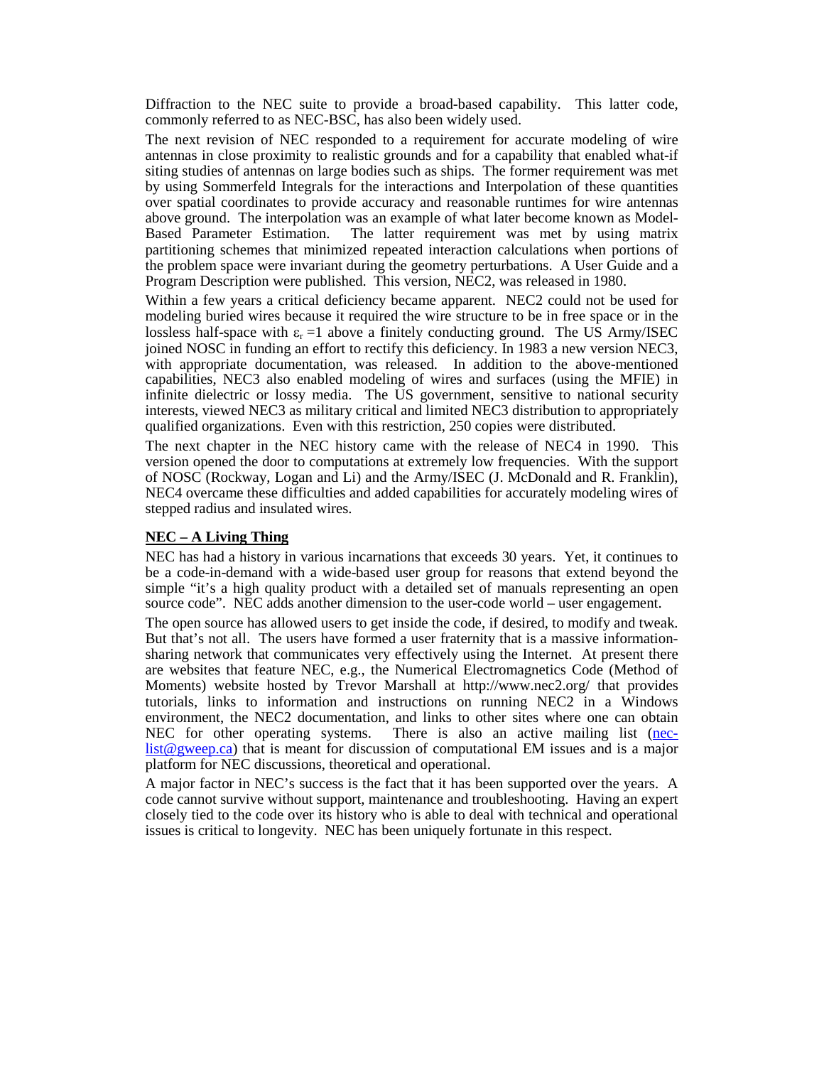Diffraction to the NEC suite to provide a broad-based capability. This latter code, commonly referred to as NEC-BSC, has also been widely used.

The next revision of NEC responded to a requirement for accurate modeling of wire antennas in close proximity to realistic grounds and for a capability that enabled what-if siting studies of antennas on large bodies such as ships. The former requirement was met by using Sommerfeld Integrals for the interactions and Interpolation of these quantities over spatial coordinates to provide accuracy and reasonable runtimes for wire antennas above ground. The interpolation was an example of what later become known as Model-Based Parameter Estimation. The latter requirement was met by using matrix partitioning schemes that minimized repeated interaction calculations when portions of the problem space were invariant during the geometry perturbations. A User Guide and a Program Description were published. This version, NEC2, was released in 1980.

Within a few years a critical deficiency became apparent. NEC2 could not be used for modeling buried wires because it required the wire structure to be in free space or in the lossless half-space with $\varepsilon_r = 1$ above a finitely conducting ground. The US Army/ISEC joined NOSC in funding an effort to rectify this deficiency. In 1983 a new version NEC3, with appropriate documentation, was released. In addition to the above-mentioned capabilities, NEC3 also enabled modeling of wires and surfaces (using the MFIE) in infinite dielectric or lossy media. The US government, sensitive to national security interests, viewed NEC3 as military critical and limited NEC3 distribution to appropriately qualified organizations. Even with this restriction, 250 copies were distributed.

The next chapter in the NEC history came with the release of NEC4 in 1990. This version opened the door to computations at extremely low frequencies. With the support of NOSC (Rockway, Logan and Li) and the Army/ISEC (J. McDonald and R. Franklin), NEC4 overcame these difficulties and added capabilities for accurately modeling wires of stepped radius and insulated wires.

## NEC – A Living Thing

NEC has had a history in various incarnations that exceeds 30 years. Yet, it continues to be a code-in-demand with a wide-based user group for reasons that extend beyond the simple "it's a high quality product with a detailed set of manuals representing an open source code". NEC adds another dimension to the user-code world – user engagement.

The open source has allowed users to get inside the code, if desired, to modify and tweak. But that's not all. The users have formed a user fraternity that is a massive information-sharing network that communicates very effectively using the Internet. At present there are websites that feature NEC, e.g., the Numerical Electromagnetics Code (Method of Moments) website hosted by Trevor Marshall at http://www.nec2.org/ that provides tutorials, links to information and instructions on running NEC2 in a Windows environment, the NEC2 documentation, and links to other sites where one can obtain NEC for other operating systems. There is also an active mailing list (nec-list@gweep.ca) that is meant for discussion of computational EM issues and is a major platform for NEC discussions, theoretical and operational.

A major factor in NEC's success is the fact that it has been supported over the years. A code cannot survive without support, maintenance and troubleshooting. Having an expert closely tied to the code over its history who is able to deal with technical and operational issues is critical to longevity. NEC has been uniquely fortunate in this respect.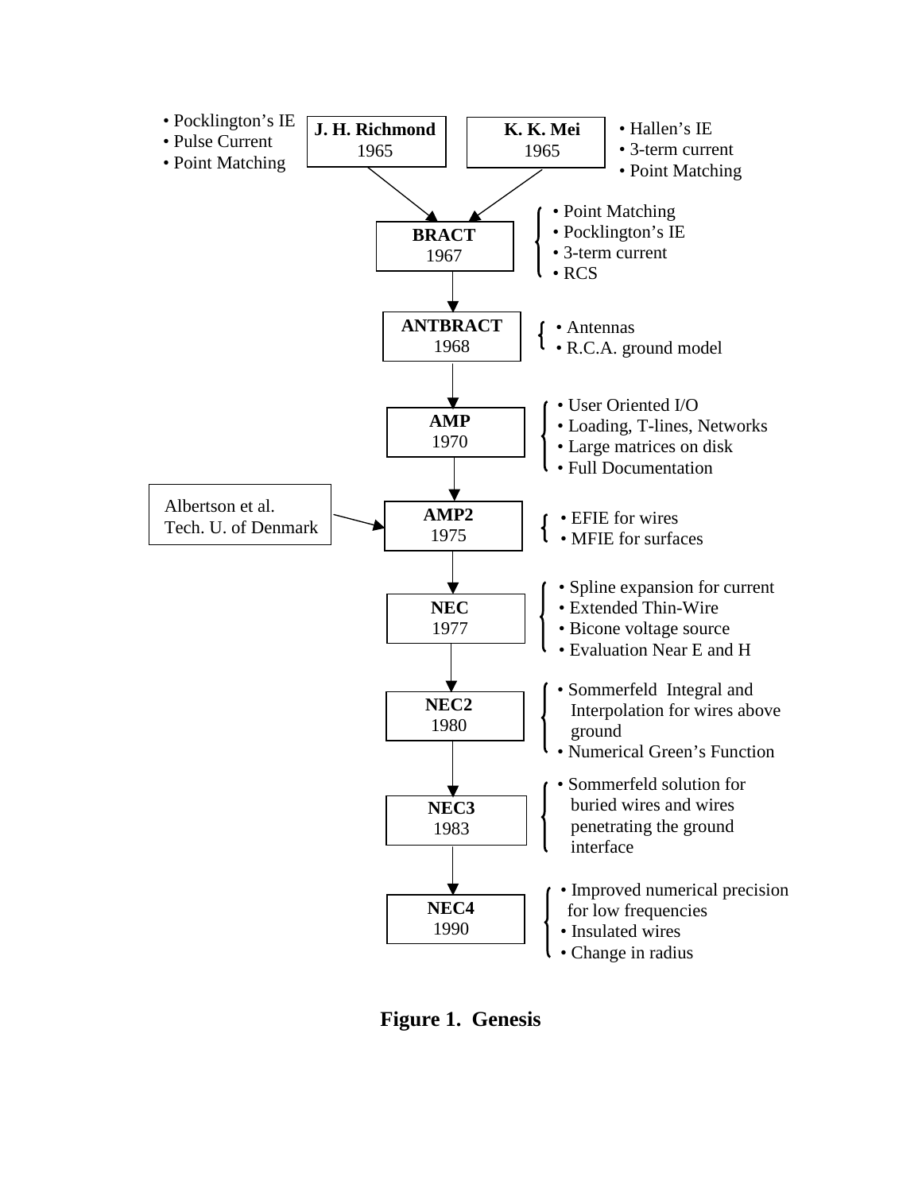J. H. Richmond
1965

- Pocklington's IE
- Pulse Current
- Point Matching

K. K. Mei
1965

- Hallen's IE
- 3-term current
- Point Matching

BRACT
1967

- Point Matching
- Pocklington's IE
- 3-term current
- RCS

ANTBRACT
1968

- Antennas
- R.C.A. ground model

AMP
1970

- User Oriented I/O
- Loading, T-lines, Networks
- Large matrices on disk
- Full Documentation

Albertson et al.
Tech. U. of Denmark

AMP2
1975

- EFIE for wires
- MFIE for surfaces

NEC
1977

- Spline expansion for current
- Extended Thin-Wire
- Bicone voltage source
- Evaluation Near E and H

NEC2
1980

- Sommerfeld Integral and Interpolation for wires above ground
- Numerical Green's Function

NEC3
1983

- Sommerfeld solution for buried wires and wires penetrating the ground interface

NEC4
1990

- Improved numerical precision for low frequencies
- Insulated wires
- Change in radius

**Figure 1. Genesis**